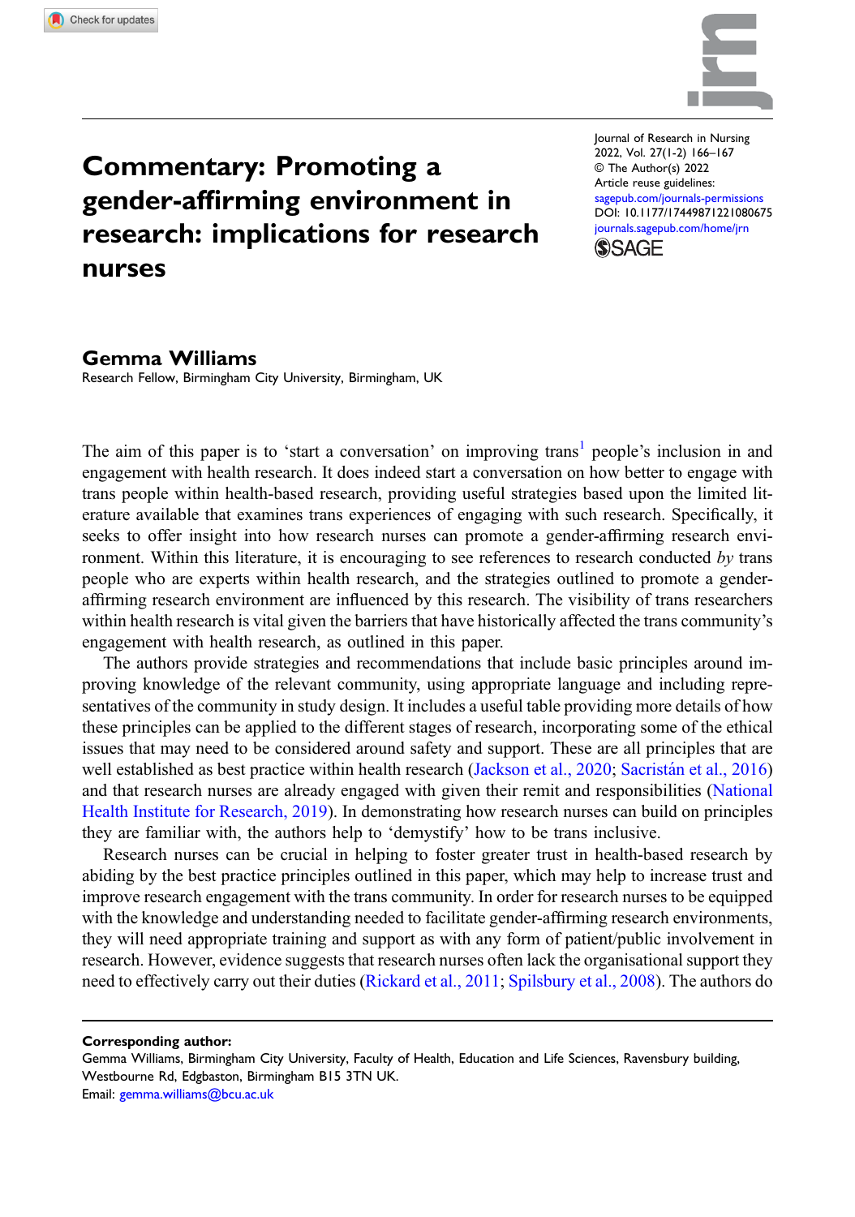# Commentary: Promoting a gender-affirming environment in research: implications for research nurses

**Gemma Williams**
Research Fellow, Birmingham City University, Birmingham, UK

The aim of this paper is to 'start a conversation' on improving trans[1] people's inclusion in and engagement with health research. It does indeed start a conversation on how better to engage with trans people within health-based research, providing useful strategies based upon the limited literature available that examines trans experiences of engaging with such research. Specifically, it seeks to offer insight into how research nurses can promote a gender-affirming research environment. Within this literature, it is encouraging to see references to research conducted *by* trans people who are experts within health research, and the strategies outlined to promote a gender-affirming research environment are influenced by this research. The visibility of trans researchers within health research is vital given the barriers that have historically affected the trans community's engagement with health research, as outlined in this paper.

The authors provide strategies and recommendations that include basic principles around improving knowledge of the relevant community, using appropriate language and including representatives of the community in study design. It includes a useful table providing more details of how these principles can be applied to the different stages of research, incorporating some of the ethical issues that may need to be considered around safety and support. These are all principles that are well established as best practice within health research (Jackson et al., 2020; Sacristán et al., 2016) and that research nurses are already engaged with given their remit and responsibilities (National Health Institute for Research, 2019). In demonstrating how research nurses can build on principles they are familiar with, the authors help to 'demystify' how to be trans inclusive.

Research nurses can be crucial in helping to foster greater trust in health-based research by abiding by the best practice principles outlined in this paper, which may help to increase trust and improve research engagement with the trans community. In order for research nurses to be equipped with the knowledge and understanding needed to facilitate gender-affirming research environments, they will need appropriate training and support as with any form of patient/public involvement in research. However, evidence suggests that research nurses often lack the organisational support they need to effectively carry out their duties (Rickard et al., 2011; Spilsbury et al., 2008). The authors do

**Corresponding author:**
Gemma Williams, Birmingham City University, Faculty of Health, Education and Life Sciences, Ravensbury building, Westbourne Rd, Edgbaston, Birmingham B15 3TN UK.
Email: gemma.williams@bcu.ac.uk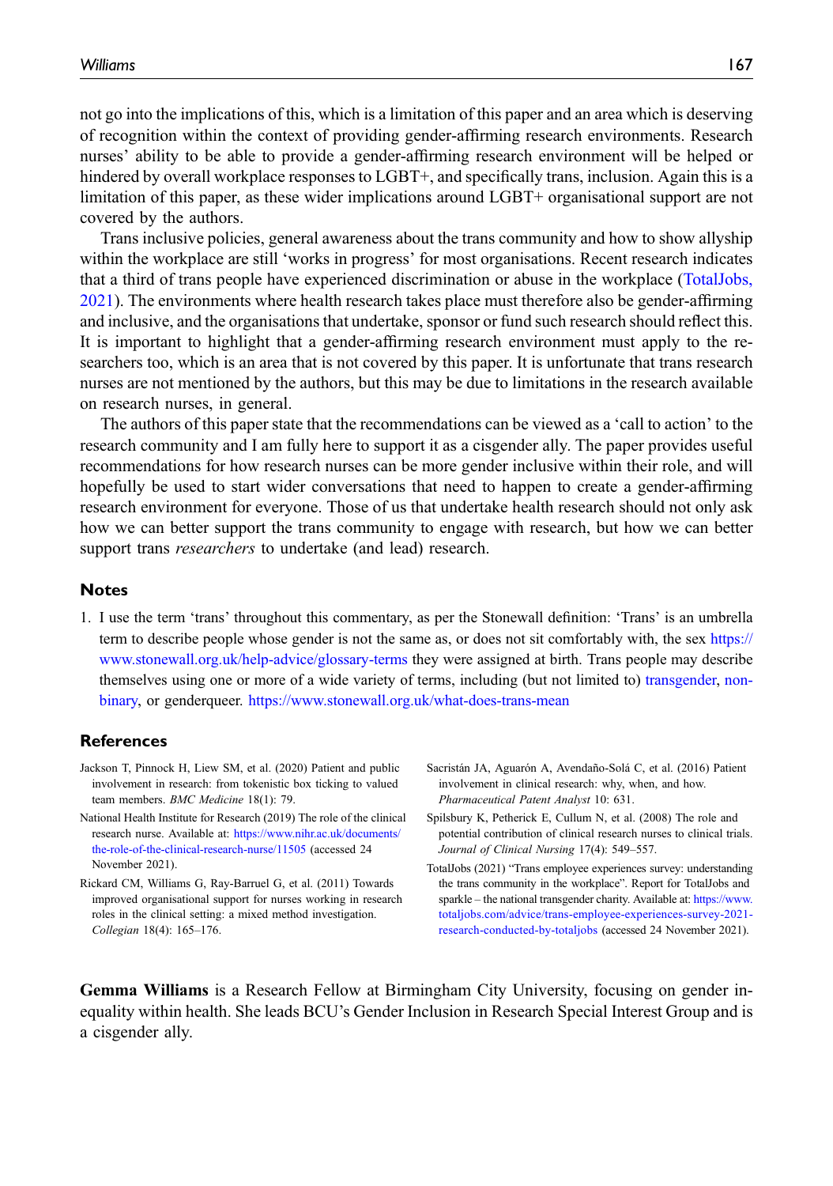not go into the implications of this, which is a limitation of this paper and an area which is deserving of recognition within the context of providing gender-affirming research environments. Research nurses' ability to be able to provide a gender-affirming research environment will be helped or hindered by overall workplace responses to LGBT+, and specifically trans, inclusion. Again this is a limitation of this paper, as these wider implications around LGBT+ organisational support are not covered by the authors.

Trans inclusive policies, general awareness about the trans community and how to show allyship within the workplace are still 'works in progress' for most organisations. Recent research indicates that a third of trans people have experienced discrimination or abuse in the workplace (TotalJobs, 2021). The environments where health research takes place must therefore also be gender-affirming and inclusive, and the organisations that undertake, sponsor or fund such research should reflect this. It is important to highlight that a gender-affirming research environment must apply to the researchers too, which is an area that is not covered by this paper. It is unfortunate that trans research nurses are not mentioned by the authors, but this may be due to limitations in the research available on research nurses, in general.

The authors of this paper state that the recommendations can be viewed as a 'call to action' to the research community and I am fully here to support it as a cisgender ally. The paper provides useful recommendations for how research nurses can be more gender inclusive within their role, and will hopefully be used to start wider conversations that need to happen to create a gender-affirming research environment for everyone. Those of us that undertake health research should not only ask how we can better support the trans community to engage with research, but how we can better support trans *researchers* to undertake (and lead) research.

## Notes

1. I use the term 'trans' throughout this commentary, as per the Stonewall definition: 'Trans' is an umbrella term to describe people whose gender is not the same as, or does not sit comfortably with, the sex https://www.stonewall.org.uk/help-advice/glossary-terms they were assigned at birth. Trans people may describe themselves using one or more of a wide variety of terms, including (but not limited to) transgender, non-binary, or genderqueer. https://www.stonewall.org.uk/what-does-trans-mean

## References

Jackson T, Pinnock H, Liew SM, et al. (2020) Patient and public involvement in research: from tokenistic box ticking to valued team members. *BMC Medicine* 18(1): 79.

National Health Institute for Research (2019) The role of the clinical research nurse. Available at: https://www.nihr.ac.uk/documents/the-role-of-the-clinical-research-nurse/11505 (accessed 24 November 2021).

Rickard CM, Williams G, Ray-Barruel G, et al. (2011) Towards improved organisational support for nurses working in research roles in the clinical setting: a mixed method investigation. *Collegian* 18(4): 165–176.

Sacristán JA, Aguarón A, Avendaño-Solá C, et al. (2016) Patient involvement in clinical research: why, when, and how. *Pharmaceutical Patent Analyst* 10: 631.

Spilsbury K, Petherick E, Cullum N, et al. (2008) The role and potential contribution of clinical research nurses to clinical trials. *Journal of Clinical Nursing* 17(4): 549–557.

TotalJobs (2021) "Trans employee experiences survey: understanding the trans community in the workplace". Report for TotalJobs and sparkle – the national transgender charity. Available at: https://www.totaljobs.com/advice/trans-employee-experiences-survey-2021-research-conducted-by-totaljobs (accessed 24 November 2021).

**Gemma Williams** is a Research Fellow at Birmingham City University, focusing on gender inequality within health. She leads BCU's Gender Inclusion in Research Special Interest Group and is a cisgender ally.